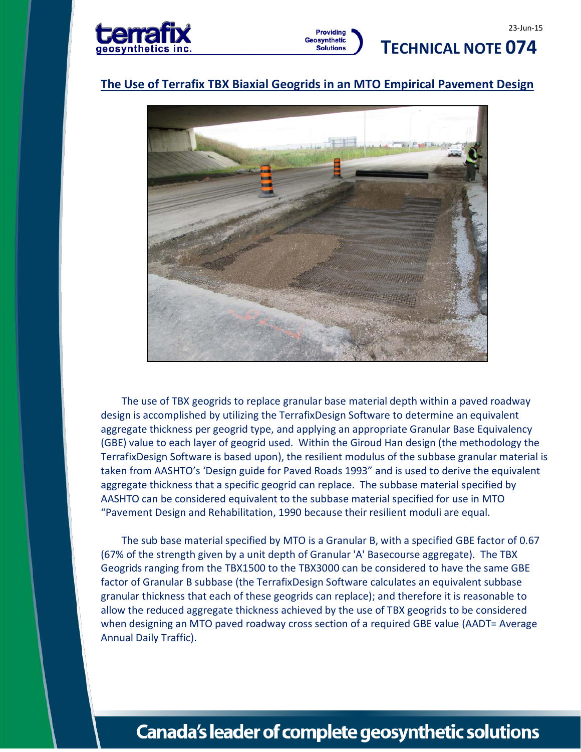# TECHNICAL NOTE 074

23-Jun-15

## The Use of Terrafix TBX Biaxial Geogrids in an MTO Empirical Pavement Design

The use of TBX geogrids to replace granular base material depth within a paved roadway design is accomplished by utilizing the TerrafixDesign Software to determine an equivalent aggregate thickness per geogrid type, and applying an appropriate Granular Base Equivalency (GBE) value to each layer of geogrid used. Within the Giroud Han design (the methodology the TerrafixDesign Software is based upon), the resilient modulus of the subbase granular material is taken from AASHTO's 'Design guide for Paved Roads 1993" and is used to derive the equivalent aggregate thickness that a specific geogrid can replace. The subbase material specified by AASHTO can be considered equivalent to the subbase material specified for use in MTO "Pavement Design and Rehabilitation, 1990 because their resilient moduli are equal.

The sub base material specified by MTO is a Granular B, with a specified GBE factor of 0.67 (67% of the strength given by a unit depth of Granular 'A' Basecourse aggregate). The TBX Geogrids ranging from the TBX1500 to the TBX3000 can be considered to have the same GBE factor of Granular B subbase (the TerrafixDesign Software calculates an equivalent subbase granular thickness that each of these geogrids can replace); and therefore it is reasonable to allow the reduced aggregate thickness achieved by the use of TBX geogrids to be considered when designing an MTO paved roadway cross section of a required GBE value (AADT= Average Annual Daily Traffic).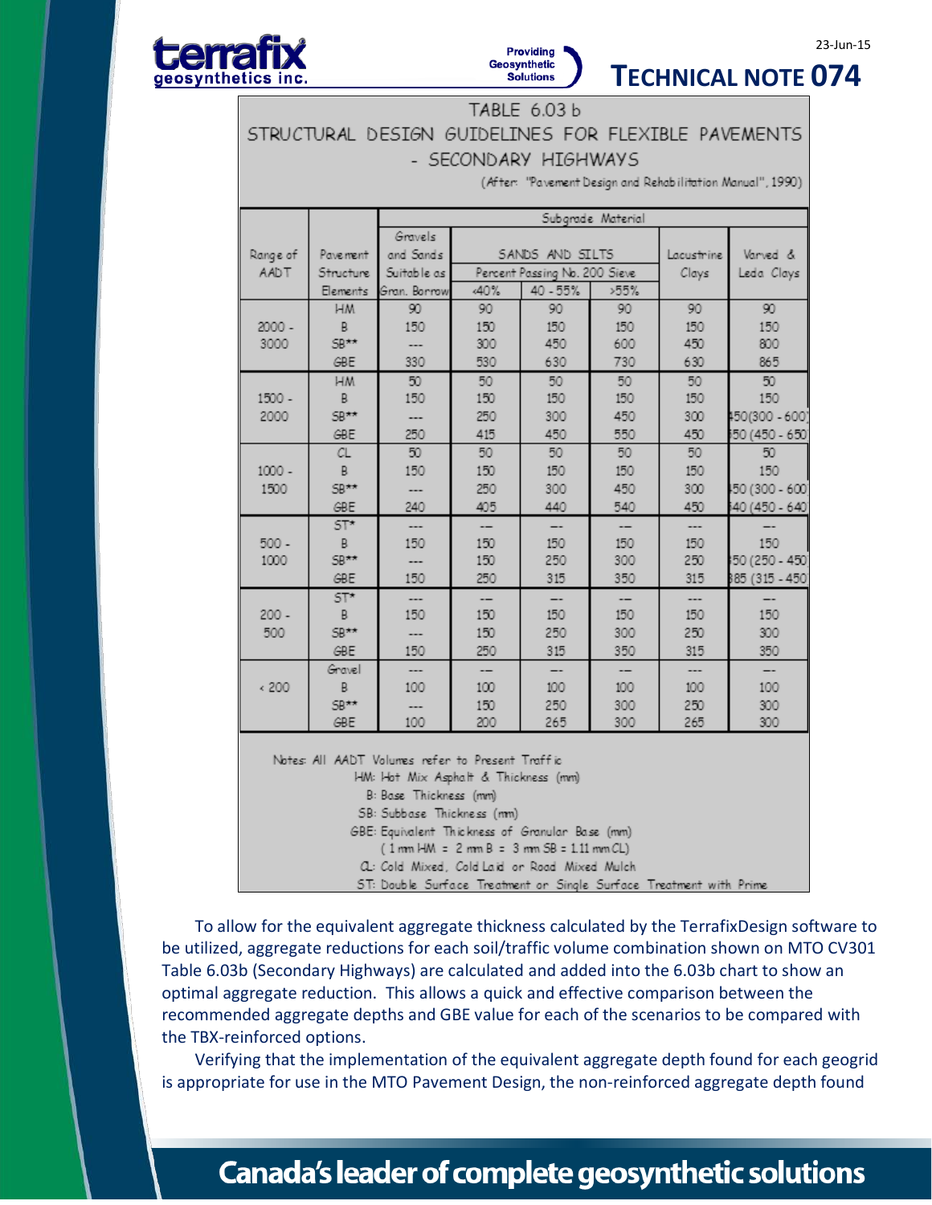TABLE 6.03 b

STRUCTURAL DESIGN GUIDELINES FOR FLEXIBLE PAVEMENTS - SECONDARY HIGHWAYS

(After: "Pavement Design and Rehabilitation Manual", 1990)

| Range of AADT | Pavement Structure Elements | Subgrade Material | | | | | |
|---|---|---|---|---|---|---|---|
| | | Gravels and Sands Suitable as Gran. Borrow | SANDS AND SILTS Percent Passing No. 200 Sieve | | | Lacustrine Clays | Varved & Leda Clays |
| | | | <40% | 40 - 55% | >55% | | |
| 2000 - 3000 | HM | 90 | 90 | 90 | 90 | 90 | 90 |
| | B | 150 | 150 | 150 | 150 | 150 | 150 |
| | SB** | --- | 300 | 450 | 600 | 450 | 800 |
| | GBE | 330 | 530 | 630 | 730 | 630 | 865 |
| 1500 - 2000 | HM | 50 | 50 | 50 | 50 | 50 | 50 |
| | B | 150 | 150 | 150 | 150 | 150 | 150 |
| | SB** | --- | 250 | 300 | 450 | 300 | 450(300 - 600) |
| | GBE | 250 | 415 | 450 | 550 | 450 | 550 (450 - 650) |
| 1000 - 1500 | CL | 50 | 50 | 50 | 50 | 50 | 50 |
| | B | 150 | 150 | 150 | 150 | 150 | 150 |
| | SB** | --- | 250 | 300 | 450 | 300 | 450 (300 - 600) |
| | GBE | 240 | 405 | 440 | 540 | 450 | 540 (450 - 640) |
| 500 - 1000 | ST* | --- | --- | --- | --- | --- | --- |
| | B | 150 | 150 | 150 | 150 | 150 | 150 |
| | SB** | --- | 150 | 250 | 300 | 250 | 350 (250 - 450) |
| | GBE | 150 | 250 | 315 | 350 | 315 | 385 (315 - 450) |
| 200 - 500 | ST* | --- | --- | --- | --- | --- | --- |
| | B | 150 | 150 | 150 | 150 | 150 | 150 |
| | SB** | --- | 150 | 250 | 300 | 250 | 300 |
| | GBE | 150 | 250 | 315 | 350 | 315 | 350 |
| < 200 | Gravel | --- | --- | --- | --- | --- | --- |
| | B | 100 | 100 | 100 | 100 | 100 | 100 |
| | SB** | --- | 150 | 250 | 300 | 250 | 300 |
| | GBE | 100 | 200 | 265 | 300 | 265 | 300 |

Notes: All AADT Volumes refer to Present Traffic

HM: Hot Mix Asphalt & Thickness (mm)

B: Base Thickness (mm)

SB: Subbase Thickness (mm)

GBE: Equivalent Thickness of Granular Base (mm)

( 1 mm HM = 2 mm B = 3 mm SB = 1.11 mm CL)

CL: Cold Mixed, Cold Laid or Road Mixed Mulch

ST: Double Surface Treatment or Single Surface Treatment with Prime

To allow for the equivalent aggregate thickness calculated by the TerrafixDesign software to be utilized, aggregate reductions for each soil/traffic volume combination shown on MTO CV301 Table 6.03b (Secondary Highways) are calculated and added into the 6.03b chart to show an optimal aggregate reduction. This allows a quick and effective comparison between the recommended aggregate depths and GBE value for each of the scenarios to be compared with the TBX-reinforced options.

Verifying that the implementation of the equivalent aggregate depth found for each geogrid is appropriate for use in the MTO Pavement Design, the non-reinforced aggregate depth found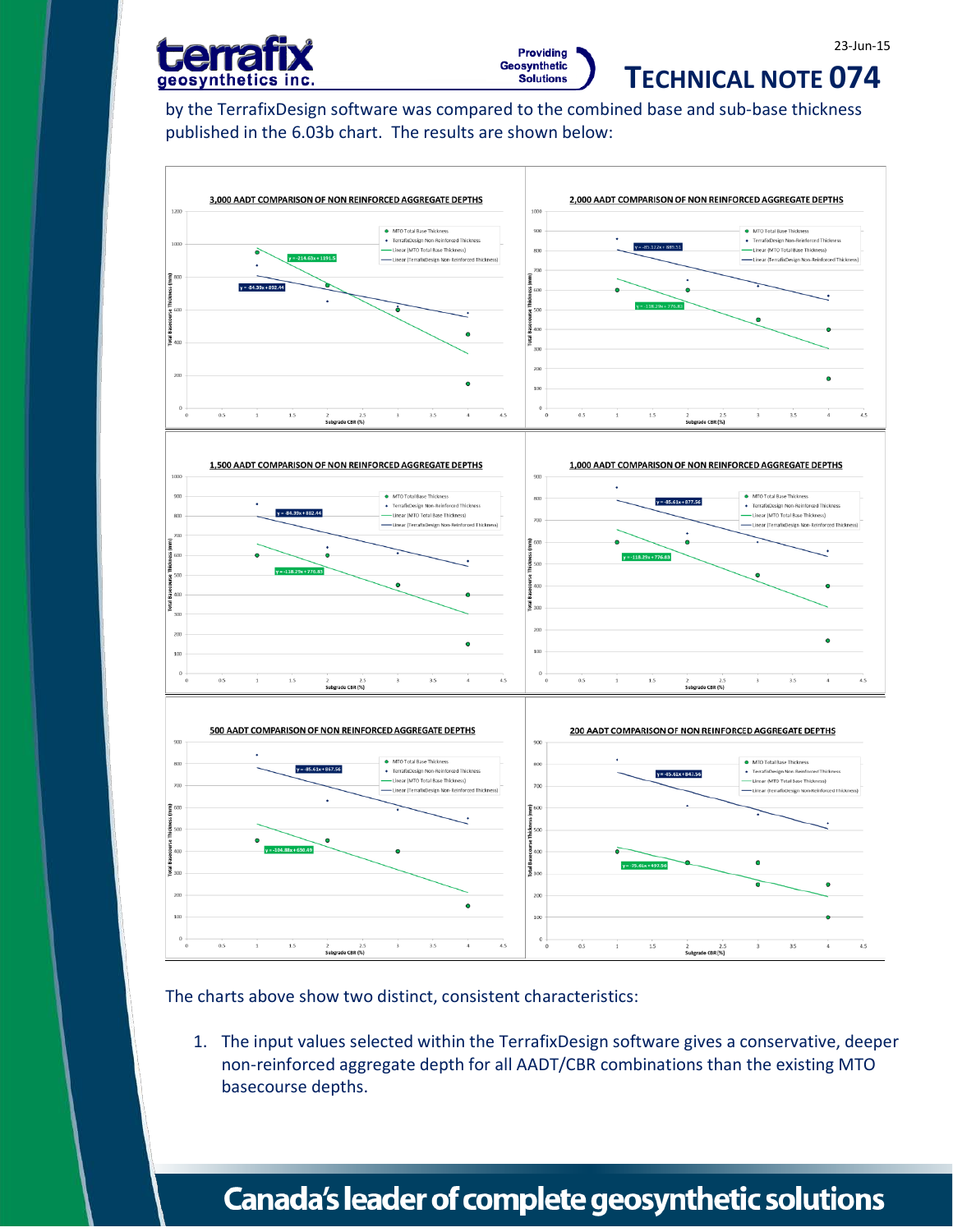by the TerrafixDesign software was compared to the combined base and sub-base thickness published in the 6.03b chart. The results are shown below:

**3,000 AADT COMPARISON OF NON REINFORCED AGGREGATE DEPTHS**

**2,000 AADT COMPARISON OF NON REINFORCED AGGREGATE DEPTHS**

**1,500 AADT COMPARISON OF NON REINFORCED AGGREGATE DEPTHS**

**1,000 AADT COMPARISON OF NON REINFORCED AGGREGATE DEPTHS**

**500 AADT COMPARISON OF NON REINFORCED AGGREGATE DEPTHS**

**200 AADT COMPARISON OF NON REINFORCED AGGREGATE DEPTHS**

The charts above show two distinct, consistent characteristics:

1. The input values selected within the TerrafixDesign software gives a conservative, deeper non-reinforced aggregate depth for all AADT/CBR combinations than the existing MTO basecourse depths.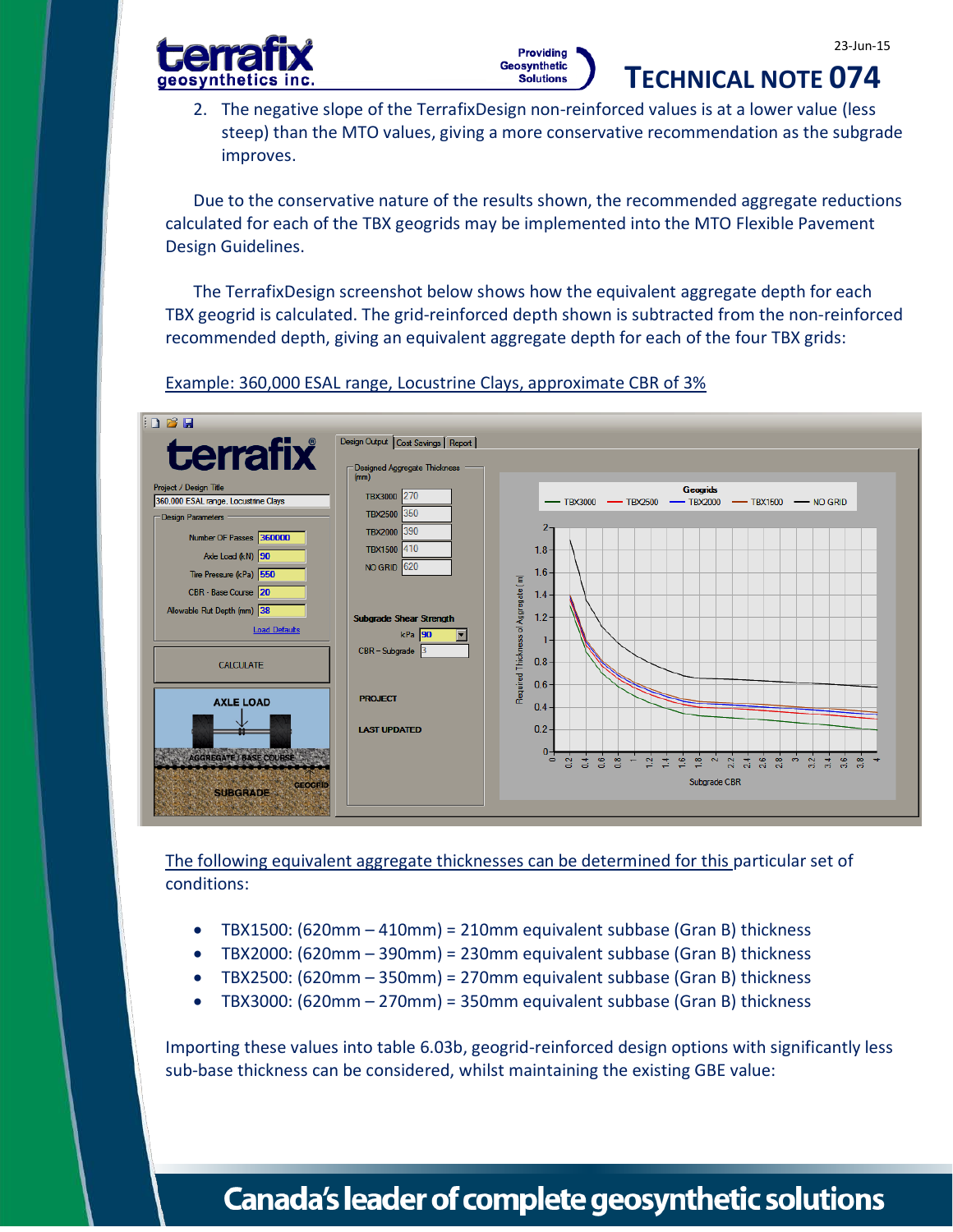2. The negative slope of the TerrafixDesign non-reinforced values is at a lower value (less steep) than the MTO values, giving a more conservative recommendation as the subgrade improves.

Due to the conservative nature of the results shown, the recommended aggregate reductions calculated for each of the TBX geogrids may be implemented into the MTO Flexible Pavement Design Guidelines.

The TerrafixDesign screenshot below shows how the equivalent aggregate depth for each TBX geogrid is calculated. The grid-reinforced depth shown is subtracted from the non-reinforced recommended depth, giving an equivalent aggregate depth for each of the four TBX grids:

Example: 360,000 ESAL range, Locustrine Clays, approximate CBR of 3%

The following equivalent aggregate thicknesses can be determined for this particular set of conditions:

- TBX1500: (620mm – 410mm) = 210mm equivalent subbase (Gran B) thickness
- TBX2000: (620mm – 390mm) = 230mm equivalent subbase (Gran B) thickness
- TBX2500: (620mm – 350mm) = 270mm equivalent subbase (Gran B) thickness
- TBX3000: (620mm – 270mm) = 350mm equivalent subbase (Gran B) thickness

Importing these values into table 6.03b, geogrid-reinforced design options with significantly less sub-base thickness can be considered, whilst maintaining the existing GBE value: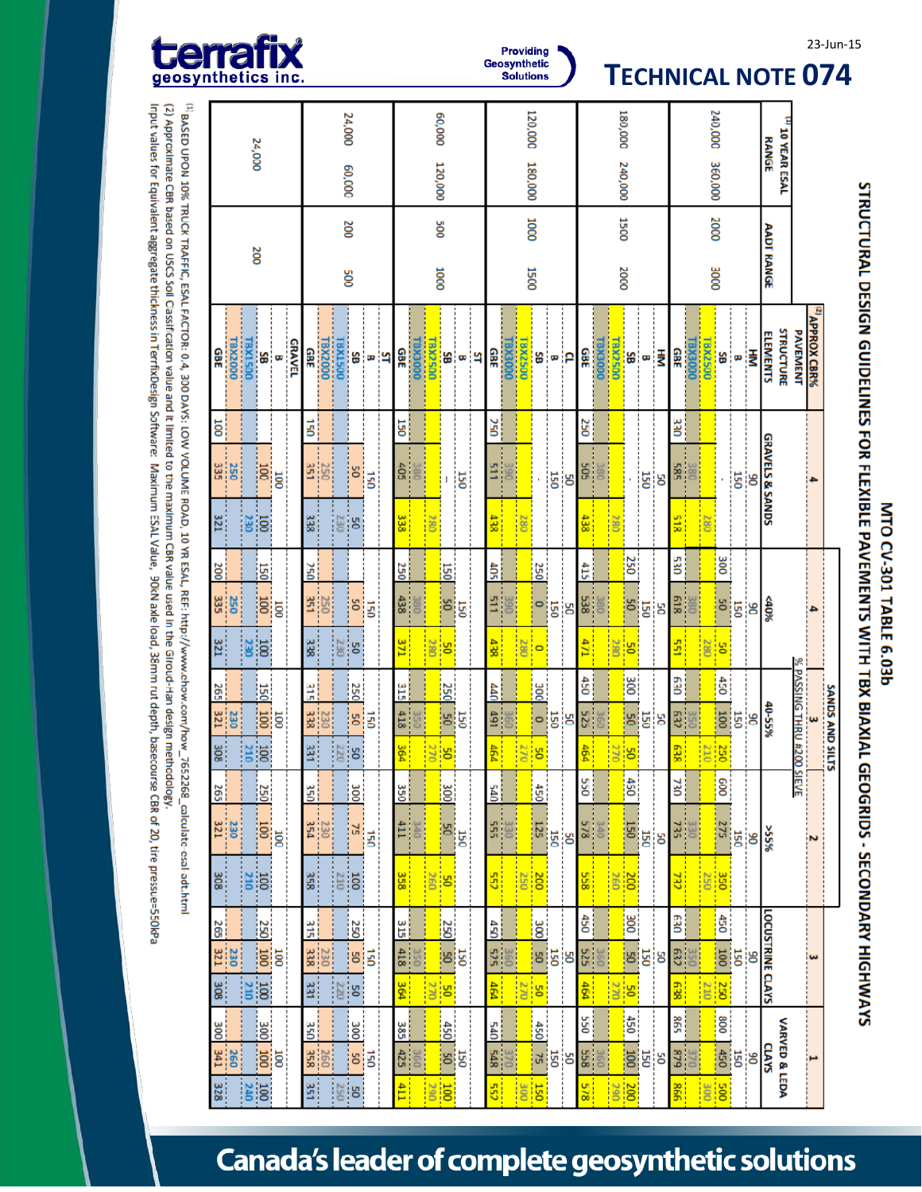# MTO CV-301 TABLE 6.03b

## STRUCTURAL DESIGN GUIDELINES FOR FLEXIBLE PAVEMENTS WITH TBX BIAXIAL GEOGRIDS - SECONDARY HIGHWAYS

| [1] 10 YEAR ESAL RANGE | AADT RANGE | PAVEMENT STRUCTURE ELEMENTS | GRAVELS & SANDS | | | SANDS AND SILTS – % PASSING THRU #200 SIEVE: <40% | | | 40-55% | | | >55% | | | LOCUSTRINE CLAYS | | | VARVED & LEDA CLAYS | | |
|---|---|---|---|---|---|---|---|---|---|---|---|---|---|---|---|---|---|---|---|---|
| | | [2] APPROX CBR% | 4 | | | 4 | | | 3 | | | 2 | | | 3 | | | 1 | | |
| 240,000 – 360,000 | 2000 – 3000 | HM | | 90 | | | 90 | | | 90 | | | 90 | | | 90 | | | 90 | |
| | | B | | 150 | | | 150 | | | 150 | | | 150 | | | 150 | | | 150 | |
| | | SB | | - | | 300 | 50 | 50 | 450 | 100 | 250 | 600 | 275 | 350 | 450 | 100 | 250 | 800 | 450 | 500 |
| | | TBX2500 | | | | | | | | | | | | | | | | | | |
| | | TBX3000 | | 380 | 280 | | 380 | 280 | | 350 | 210 | | 330 | 250 | | 350 | 210 | | 370 | 300 |
| | | GBE | 330 | 585 | 518 | 530 | 618 | 551 | 630 | 637 | 638 | 730 | 735 | 737 | 630 | 637 | 638 | 865 | 879 | 866 |
| 180,000 – 240,000 | 1500 – 2000 | HM | | 50 | | | 50 | | | 50 | | | 50 | | | 50 | | | 50 | |
| | | B | | 150 | | | 150 | | | 150 | | | 150 | | | 150 | | | 150 | |
| | | SB | | - | | 250 | 50 | 50 | 300 | 50 | 50 | 450 | 150 | 200 | 300 | 50 | 50 | 450 | 100 | 200 |
| | | TBX2500 | | | | | | | | | | | | | | | | | | |
| | | TBX3000 | | 380 | 280 | | 380 | 280 | | 360 | 270 | | 340 | 260 | | 360 | 270 | | 360 | 290 |
| | | GBE | 250 | 505 | 438 | 415 | 538 | 471 | 450 | 525 | 464 | 530 | 578 | 558 | 450 | 525 | 464 | 550 | 558 | 578 |
| 120,000 – 180,000 | 1000 – 1500 | CL | | 50 | | | 50 | | | 50 | | | 50 | | | 50 | | | 50 | |
| | | B | | 150 | | | 150 | | | 150 | | | 150 | | | 150 | | | 150 | |
| | | SB | | - | | 250 | 0 | 0 | 300 | 0 | 50 | 450 | 125 | 200 | 300 | 50 | 50 | 450 | 75 | 150 |
| | | TBX2500 | | | | | | | | | | | | | | | | | | |
| | | TBX3000 | | 390 | 280 | | 390 | 280 | | 360 | 270 | | 330 | 250 | | 360 | 270 | | 370 | 300 |
| | | GBE | 250 | 511 | 438 | 405 | 511 | 438 | 440 | 491 | 464 | 540 | 555 | 552 | 450 | 525 | 464 | 540 | 548 | 552 |
| 60,000 – 120,000 | 500 – 1000 | ST | | | | | | | | | | | | | | | | | | |
| | | B | | 150 | | | 150 | | | 150 | | | 150 | | | 150 | | | 150 | |
| | | SB | | - | | 150 | 50 | 50 | 250 | 50 | 50 | 300 | 50 | 50 | 250 | 50 | 50 | 450 | 50 | 100 |
| | | TBX2500 | | | | | | | | | | | | | | | | | | |
| | | TBX3000 | | 380 | 280 | | 380 | 280 | | 350 | 270 | | 340 | 260 | | 350 | 270 | | 360 | 290 |
| | | GBE | 150 | 405 | 338 | 250 | 438 | 371 | 315 | 418 | 364 | 350 | 411 | 358 | 315 | 418 | 364 | 385 | 425 | 411 |
| 24,000 – 60,000 | 200 – 500 | ST | | | | | | | | | | | | | | | | | | |
| | | B | | 150 | | | 150 | | | 150 | | | 150 | | | 150 | | | 150 | |
| | | SB | | 50 | 50 | | 50 | 50 | 250 | 50 | 50 | 300 | 75 | 100 | 250 | 50 | 50 | 300 | 50 | 50 |
| | | TBX1500 | | | | | | | | | | | | | | | | | | |
| | | TBX2000 | | 250 | 230 | | 250 | 230 | | 230 | 220 | | 230 | 210 | | 230 | 220 | | 260 | 250 |
| | | GBE | 150 | 351 | 338 | 250 | 351 | 338 | 315 | 338 | 331 | 350 | 354 | 358 | 315 | 338 | 331 | 360 | 358 | 351 |
| 24,000 | 200 | GRAVEL | | | | | | | | | | | | | | | | | | |
| | | B | | 100 | | | 100 | | | 100 | | | 100 | | | 100 | | | 100 | |
| | | SB | | 100 | 100 | 150 | 100 | 100 | 150 | 100 | 100 | 250 | 100 | 100 | 250 | 100 | 100 | 300 | 100 | 100 |
| | | TBX1500 | | | | | | | | | | | | | | | | | | |
| | | TBX2000 | | 250 | 230 | | 250 | 230 | | 230 | 210 | | 230 | 210 | | 230 | 210 | | 260 | 240 |
| | | GBE | 100 | 335 | 321 | 200 | 335 | 321 | 265 | 321 | 308 | 265 | 321 | 308 | 265 | 321 | 308 | 300 | 341 | 328 |

[1] BASED UPON 10% TRUCK TRAFFIC, ESAL FACTOR: 0.4, 300 DAYS: LOW VOLUME ROAD, 10 YR ESAL, REF: http://www.ehow.com/how_7652268_calculate-esal-adt.html

(2) Approximate CBR based on USCS Soil Classification value and it limited to the maximum CBR value used in the Giroud-Han design methodology.

Input values for Equivalent aggregate thickness in TerrafixDesign Software: Maximum ESAL Value, 90kN axle load, 38mm rut depth, basecourse CBR of 20, tire pressure=550kPa